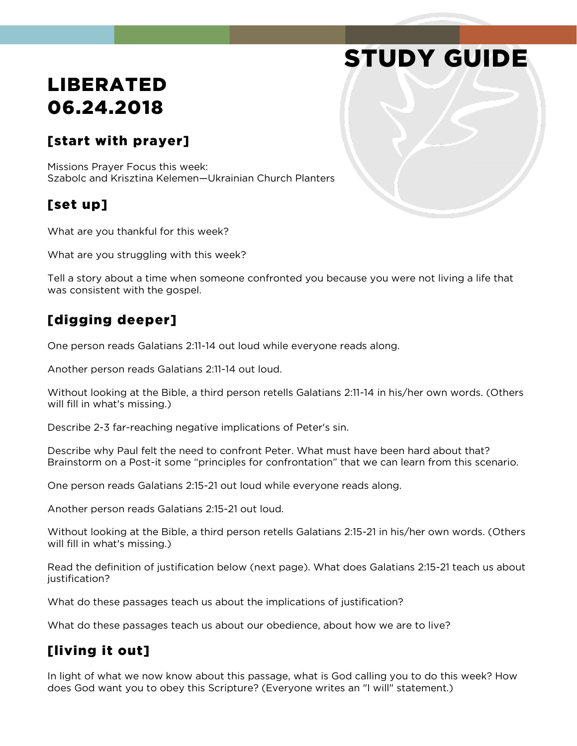# STUDY GUIDE

# LIBERATED 06.24.2018

## [start with prayer]

Missions Prayer Focus this week:
Szabolc and Krisztina Kelemen—Ukrainian Church Planters

## [set up]

What are you thankful for this week?

What are you struggling with this week?

Tell a story about a time when someone confronted you because you were not living a life that was consistent with the gospel.

## [digging deeper]

One person reads Galatians 2:11-14 out loud while everyone reads along.

Another person reads Galatians 2:11-14 out loud.

Without looking at the Bible, a third person retells Galatians 2:11-14 in his/her own words. (Others will fill in what's missing.)

Describe 2-3 far-reaching negative implications of Peter's sin.

Describe why Paul felt the need to confront Peter. What must have been hard about that? Brainstorm on a Post-it some "principles for confrontation" that we can learn from this scenario.

One person reads Galatians 2:15-21 out loud while everyone reads along.

Another person reads Galatians 2:15-21 out loud.

Without looking at the Bible, a third person retells Galatians 2:15-21 in his/her own words. (Others will fill in what's missing.)

Read the definition of justification below (next page). What does Galatians 2:15-21 teach us about justification?

What do these passages teach us about the implications of justification?

What do these passages teach us about our obedience, about how we are to live?

## [living it out]

In light of what we now know about this passage, what is God calling you to do this week? How does God want you to obey this Scripture? (Everyone writes an "I will" statement.)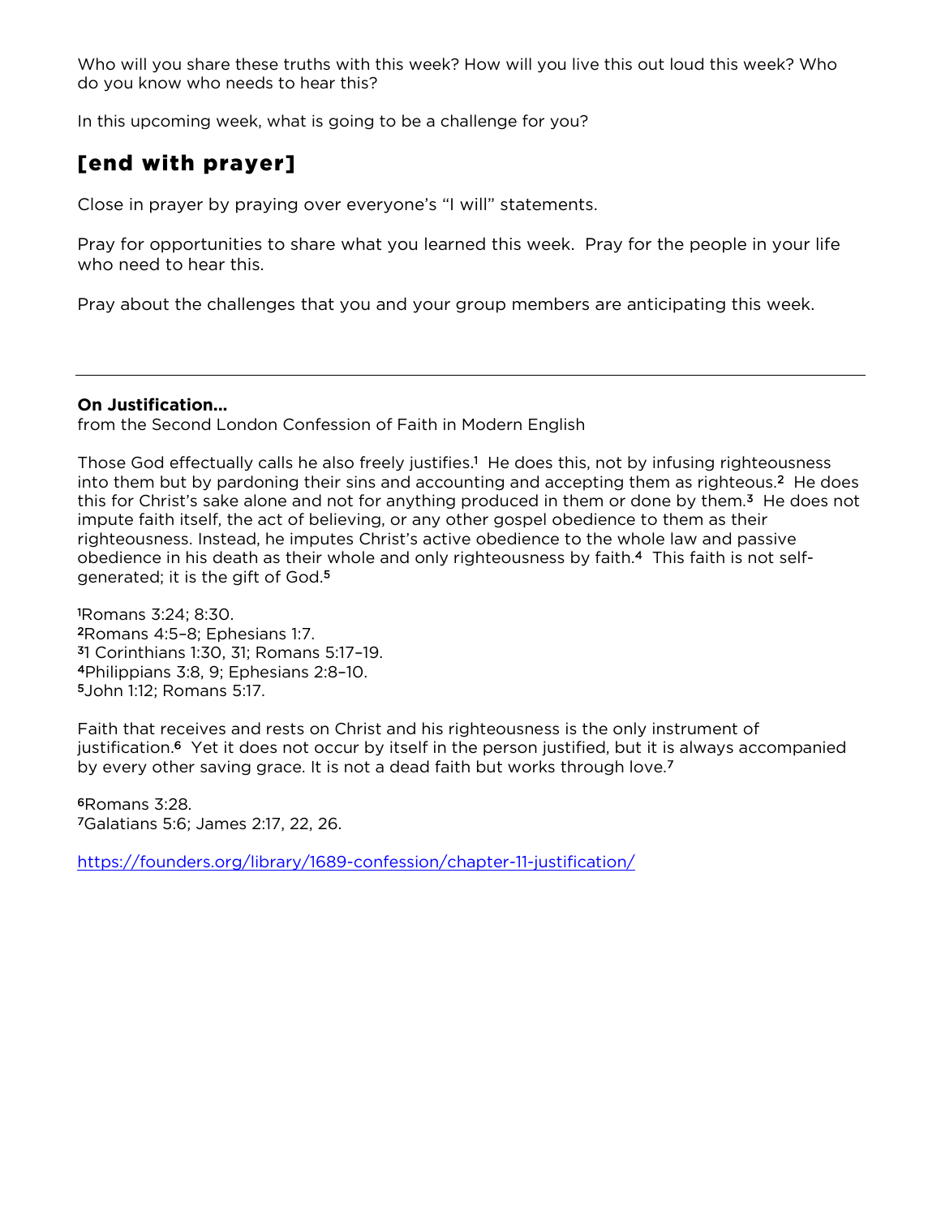Who will you share these truths with this week? How will you live this out loud this week? Who do you know who needs to hear this?

In this upcoming week, what is going to be a challenge for you?

## [end with prayer]

Close in prayer by praying over everyone's "I will" statements.

Pray for opportunities to share what you learned this week. Pray for the people in your life who need to hear this.

Pray about the challenges that you and your group members are anticipating this week.

---

**On Justification…**
from the Second London Confession of Faith in Modern English

Those God effectually calls he also freely justifies.[1] He does this, not by infusing righteousness into them but by pardoning their sins and accounting and accepting them as righteous.[2] He does this for Christ's sake alone and not for anything produced in them or done by them.[3] He does not impute faith itself, the act of believing, or any other gospel obedience to them as their righteousness. Instead, he imputes Christ's active obedience to the whole law and passive obedience in his death as their whole and only righteousness by faith.[4] This faith is not self-generated; it is the gift of God.[5]

[1]Romans 3:24; 8:30.
[2]Romans 4:5–8; Ephesians 1:7.
[3]1 Corinthians 1:30, 31; Romans 5:17–19.
[4]Philippians 3:8, 9; Ephesians 2:8–10.
[5]John 1:12; Romans 5:17.

Faith that receives and rests on Christ and his righteousness is the only instrument of justification.[6] Yet it does not occur by itself in the person justified, but it is always accompanied by every other saving grace. It is not a dead faith but works through love.[7]

[6]Romans 3:28.
[7]Galatians 5:6; James 2:17, 22, 26.

https://founders.org/library/1689-confession/chapter-11-justification/